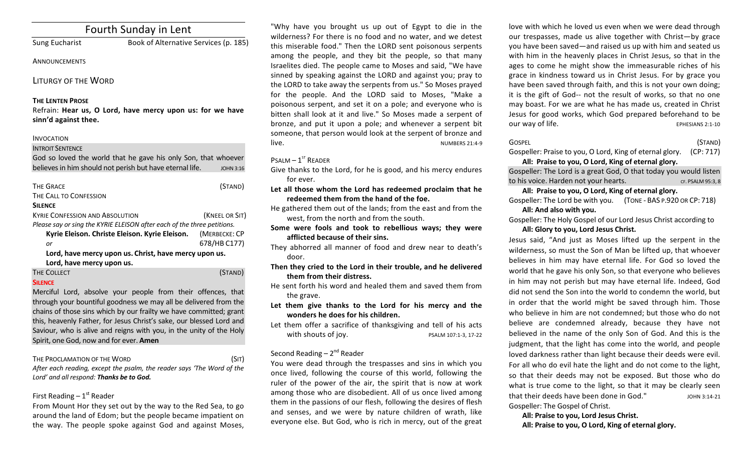# Fourth Sunday in Lent

Sung Eucharist — Book of Alternative Services (p. 185)

ANNOUNCEMENTS

## LITURGY OF THE WORD

**THE LENTEN PROSE**

Refrain: **Hear us, O Lord, have mercy upon us: for we have sinn'd against thee.**

INVOCATION

INTROIT SENTENCE

God so loved the world that he gave his only Son, that whoever believes in him should not perish but have eternal life. JOHN 3:16

THE GRACE (STAND)

THE CALL TO CONFESSION

**SILENCE**

KYRIE CONFESSION AND ABSOLUTION (KNEEL OR SIT)

*Please say or sing the KYRIE ELEISON after each of the three petitions.*

**Kyrie Eleison. Christe Eleison. Kyrie Eleison.** (MERBECKE: CP 678/HB C177)

*or*

**Lord, have mercy upon us. Christ, have mercy upon us. Lord, have mercy upon us.**

THE COLLECT (STAND)

**SILENCE**

Merciful Lord, absolve your people from their offences, that through your bountiful goodness we may all be delivered from the chains of those sins which by our frailty we have committed; grant this, heavenly Father, for Jesus Christ's sake, our blessed Lord and Saviour, who is alive and reigns with you, in the unity of the Holy Spirit, one God, now and for ever. **Amen**

THE PROCLAMATION OF THE WORD (SIT)

*After each reading, except the psalm, the reader says 'The Word of the Lord' and all respond:* ***Thanks be to God.***

First Reading – 1st Reader

From Mount Hor they set out by the way to the Red Sea, to go around the land of Edom; but the people became impatient on the way. The people spoke against God and against Moses, "Why have you brought us up out of Egypt to die in the wilderness? For there is no food and no water, and we detest this miserable food." Then the LORD sent poisonous serpents among the people, and they bit the people, so that many Israelites died. The people came to Moses and said, "We have sinned by speaking against the LORD and against you; pray to the LORD to take away the serpents from us." So Moses prayed for the people. And the LORD said to Moses, "Make a poisonous serpent, and set it on a pole; and everyone who is bitten shall look at it and live." So Moses made a serpent of bronze, and put it upon a pole; and whenever a serpent bit someone, that person would look at the serpent of bronze and live. NUMBERS 21:4-9

PSALM – 1ST READER

Give thanks to the Lord, for he is good, and his mercy endures for ever.

**Let all those whom the Lord has redeemed proclaim that he redeemed them from the hand of the foe.**

He gathered them out of the lands; from the east and from the west, from the north and from the south.

**Some were fools and took to rebellious ways; they were afflicted because of their sins.**

They abhorred all manner of food and drew near to death's door.

**Then they cried to the Lord in their trouble, and he delivered them from their distress.**

He sent forth his word and healed them and saved them from the grave.

**Let them give thanks to the Lord for his mercy and the wonders he does for his children.**

Let them offer a sacrifice of thanksgiving and tell of his acts with shouts of joy. PSALM 107:1-3, 17-22

Second Reading – 2nd Reader

You were dead through the trespasses and sins in which you once lived, following the course of this world, following the ruler of the power of the air, the spirit that is now at work among those who are disobedient. All of us once lived among them in the passions of our flesh, following the desires of flesh and senses, and we were by nature children of wrath, like everyone else. But God, who is rich in mercy, out of the great love with which he loved us even when we were dead through our trespasses, made us alive together with Christ—by grace you have been saved—and raised us up with him and seated us with him in the heavenly places in Christ Jesus, so that in the ages to come he might show the immeasurable riches of his grace in kindness toward us in Christ Jesus. For by grace you have been saved through faith, and this is not your own doing; it is the gift of God-- not the result of works, so that no one may boast. For we are what he has made us, created in Christ Jesus for good works, which God prepared beforehand to be our way of life. EPHESIANS 2:1-10

GOSPEL (STAND)

Gospeller: Praise to you, O Lord, King of eternal glory. (CP: 717)

**All: Praise to you, O Lord, King of eternal glory.**

Gospeller: The Lord is a great God, O that today you would listen to his voice. Harden not your hearts. CF. PSALM 95:3, 8

**All: Praise to you, O Lord, King of eternal glory.**

Gospeller: The Lord be with you. (TONE - BAS P.920 OR CP: 718)

**All: And also with you.**

Gospeller: The Holy Gospel of our Lord Jesus Christ according to

**All: Glory to you, Lord Jesus Christ.**

Jesus said, "And just as Moses lifted up the serpent in the wilderness, so must the Son of Man be lifted up, that whoever believes in him may have eternal life. For God so loved the world that he gave his only Son, so that everyone who believes in him may not perish but may have eternal life. Indeed, God did not send the Son into the world to condemn the world, but in order that the world might be saved through him. Those who believe in him are not condemned; but those who do not believe are condemned already, because they have not believed in the name of the only Son of God. And this is the judgment, that the light has come into the world, and people loved darkness rather than light because their deeds were evil. For all who do evil hate the light and do not come to the light, so that their deeds may not be exposed. But those who do what is true come to the light, so that it may be clearly seen that their deeds have been done in God." JOHN 3:14-21

Gospeller: The Gospel of Christ.

**All: Praise to you, Lord Jesus Christ.**

**All: Praise to you, O Lord, King of eternal glory.**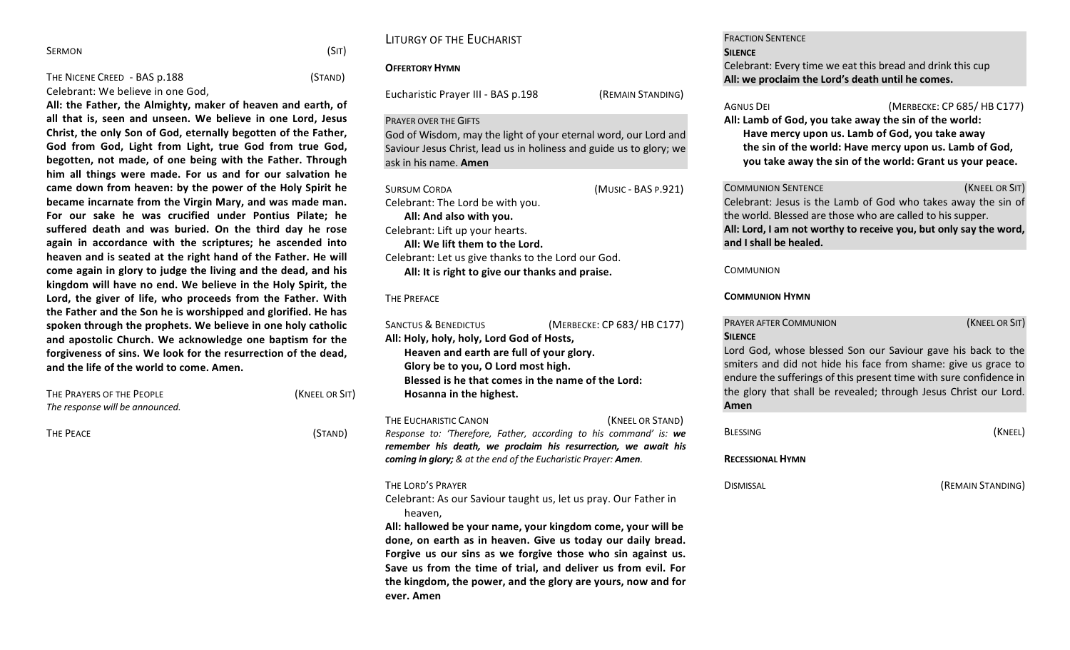SERMON (SIT)

THE NICENE CREED - BAS p.188 (STAND)

Celebrant: We believe in one God,

**All: the Father, the Almighty, maker of heaven and earth, of all that is, seen and unseen. We believe in one Lord, Jesus Christ, the only Son of God, eternally begotten of the Father, God from God, Light from Light, true God from true God, begotten, not made, of one being with the Father. Through him all things were made. For us and for our salvation he came down from heaven: by the power of the Holy Spirit he became incarnate from the Virgin Mary, and was made man. For our sake he was crucified under Pontius Pilate; he suffered death and was buried. On the third day he rose again in accordance with the scriptures; he ascended into heaven and is seated at the right hand of the Father. He will come again in glory to judge the living and the dead, and his kingdom will have no end. We believe in the Holy Spirit, the Lord, the giver of life, who proceeds from the Father. With the Father and the Son he is worshipped and glorified. He has spoken through the prophets. We believe in one holy catholic and apostolic Church. We acknowledge one baptism for the forgiveness of sins. We look for the resurrection of the dead, and the life of the world to come. Amen.**

THE PRAYERS OF THE PEOPLE (KNEEL OR SIT)

*The response will be announced.*

THE PEACE (STAND)

## LITURGY OF THE EUCHARIST

**OFFERTORY HYMN**

Eucharistic Prayer III - BAS p.198 (REMAIN STANDING)

PRAYER OVER THE GIFTS

God of Wisdom, may the light of your eternal word, our Lord and Saviour Jesus Christ, lead us in holiness and guide us to glory; we ask in his name. **Amen**

SURSUM CORDA (MUSIC - BAS P.921)

Celebrant: The Lord be with you.

**All: And also with you.**

Celebrant: Lift up your hearts.

**All: We lift them to the Lord.**

Celebrant: Let us give thanks to the Lord our God.

**All: It is right to give our thanks and praise.**

THE PREFACE

SANCTUS & BENEDICTUS (MERBECKE: CP 683/ HB C177)

**All: Holy, holy, holy, Lord God of Hosts,**
**Heaven and earth are full of your glory.**
**Glory be to you, O Lord most high.**
**Blessed is he that comes in the name of the Lord:**
**Hosanna in the highest.**

THE EUCHARISTIC CANON (KNEEL OR STAND)

*Response to: 'Therefore, Father, according to his command' is:* ***we remember his death, we proclaim his resurrection, we await his coming in glory;*** *& at the end of the Eucharistic Prayer:* ***Amen****.*

THE LORD'S PRAYER

Celebrant: As our Saviour taught us, let us pray. Our Father in heaven,

**All: hallowed be your name, your kingdom come, your will be done, on earth as in heaven. Give us today our daily bread. Forgive us our sins as we forgive those who sin against us. Save us from the time of trial, and deliver us from evil. For the kingdom, the power, and the glory are yours, now and for ever. Amen**

FRACTION SENTENCE

**SILENCE**

Celebrant: Every time we eat this bread and drink this cup

**All: we proclaim the Lord's death until he comes.**

AGNUS DEI (MERBECKE: CP 685/ HB C177)

**All: Lamb of God, you take away the sin of the world:**
**Have mercy upon us. Lamb of God, you take away the sin of the world: Have mercy upon us. Lamb of God, you take away the sin of the world: Grant us your peace.**

COMMUNION SENTENCE (KNEEL OR SIT)

Celebrant: Jesus is the Lamb of God who takes away the sin of the world. Blessed are those who are called to his supper.

**All: Lord, I am not worthy to receive you, but only say the word, and I shall be healed.**

COMMUNION

**COMMUNION HYMN**

PRAYER AFTER COMMUNION (KNEEL OR SIT)

**SILENCE**

Lord God, whose blessed Son our Saviour gave his back to the smiters and did not hide his face from shame: give us grace to endure the sufferings of this present time with sure confidence in the glory that shall be revealed; through Jesus Christ our Lord. **Amen**

BLESSING (KNEEL)

**RECESSIONAL HYMN**

DISMISSAL (REMAIN STANDING)